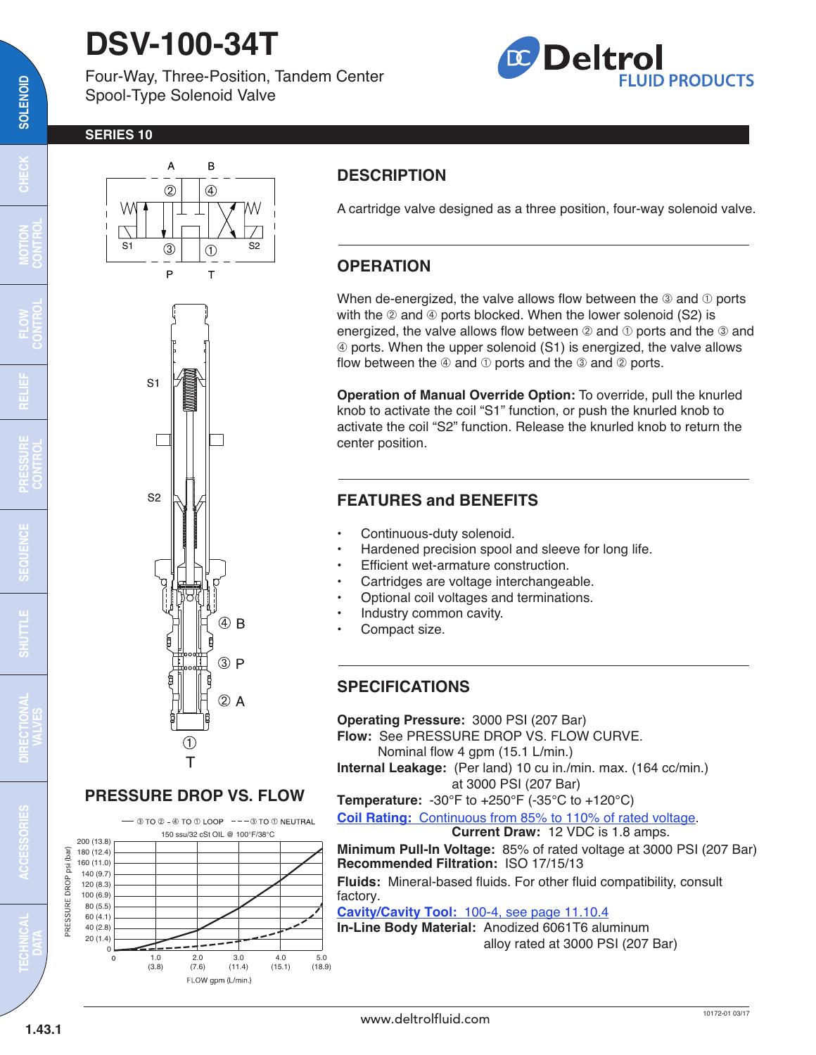# DSV-100-34T

Four-Way, Three-Position, Tandem Center Spool-Type Solenoid Valve

**SERIES 10**

## DESCRIPTION

A cartridge valve designed as a three position, four-way solenoid valve.

## OPERATION

When de-energized, the valve allows flow between the ③ and ① ports with the ② and ④ ports blocked. When the lower solenoid (S2) is energized, the valve allows flow between ② and ① ports and the ③ and ④ ports. When the upper solenoid (S1) is energized, the valve allows flow between the ④ and ① ports and the ③ and ② ports.

**Operation of Manual Override Option:** To override, pull the knurled knob to activate the coil "S1" function, or push the knurled knob to activate the coil "S2" function. Release the knurled knob to return the center position.

## FEATURES and BENEFITS

- Continuous-duty solenoid.
- Hardened precision spool and sleeve for long life.
- Efficient wet-armature construction.
- Cartridges are voltage interchangeable.
- Optional coil voltages and terminations.
- Industry common cavity.
- Compact size.

## SPECIFICATIONS

**Operating Pressure:** 3000 PSI (207 Bar)
**Flow:** See PRESSURE DROP VS. FLOW CURVE.
Nominal flow 4 gpm (15.1 L/min.)
**Internal Leakage:** (Per land) 10 cu in./min. max. (164 cc/min.) at 3000 PSI (207 Bar)
**Temperature:** -30°F to +250°F (-35°C to +120°C)
**Coil Rating:** Continuous from 85% to 110% of rated voltage.
**Current Draw:** 12 VDC is 1.8 amps.
**Minimum Pull-In Voltage:** 85% of rated voltage at 3000 PSI (207 Bar)
**Recommended Filtration:** ISO 17/15/13
**Fluids:** Mineral-based fluids. For other fluid compatibility, consult factory.
**Cavity/Cavity Tool:** 100-4, see page 11.10.4
**In-Line Body Material:** Anodized 6061T6 aluminum alloy rated at 3000 PSI (207 Bar)

## PRESSURE DROP VS. FLOW

— ③ TO ② - ④ TO ① LOOP - - - ③ TO ① NEUTRAL

150 ssu/32 cSt OIL @ 100°F/38°C

PRESSURE DROP psi (bar): 0, 20 (1.4), 40 (2.8), 60 (4.1), 80 (5.5), 100 (6.9), 120 (8.3), 140 (9.7), 160 (11.0), 180 (12.4), 200 (13.8)

FLOW gpm (L/min.): 0, 1.0 (3.8), 2.0 (7.6), 3.0 (11.4), 4.0 (15.1), 5.0 (18.9)

www.deltrolfluid.com

10172-01 03/17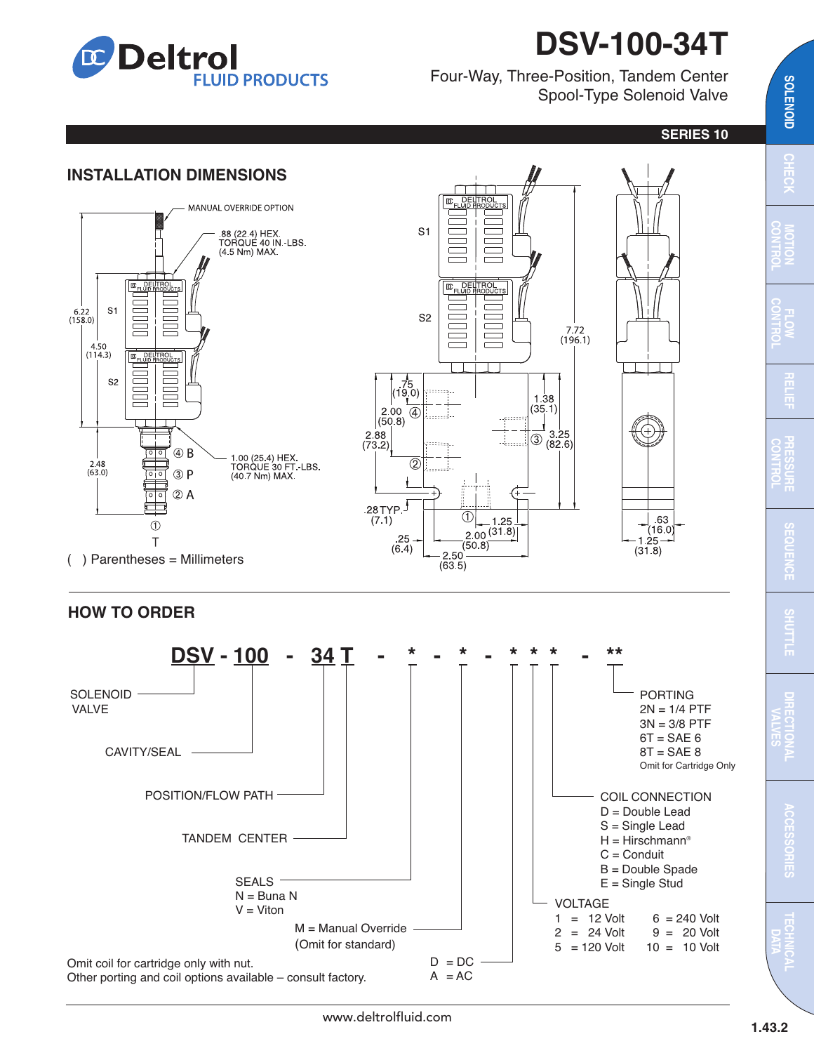# DSV-100-34T

Four-Way, Three-Position, Tandem Center Spool-Type Solenoid Valve

**SERIES 10**

## INSTALLATION DIMENSIONS

MANUAL OVERRIDE OPTION

.88 (22.4) HEX.
TORQUE 40 IN.-LBS.
(4.5 Nm) MAX.

S1
S2

6.22 (158.0)
4.50 (114.3)
2.48 (63.0)

④ B
③ P
② A
①
T

1.00 (25.4) HEX.
TORQUE 30 FT.-LBS.
(40.7 Nm) MAX.

( ) Parentheses = Millimeters

S1
S2

7.72 (196.1)
.75 (19.0)
2.00 (50.8)
2.88 (73.2)
1.38 (35.1)
3.25 (82.6)
.28 TYP. (7.1)
.25 (6.4)
1.25 (31.8)
2.00 (50.8)
2.50 (63.5)
.63 (16.0)
1.25 (31.8)

## HOW TO ORDER

**DSV - 100 - 34 T - * - * - * * * - ****

- SOLENOID VALVE
- CAVITY/SEAL
- POSITION/FLOW PATH
- TANDEM CENTER
- SEALS
  - N = Buna N
  - V = Viton
- M = Manual Override (Omit for standard)
- D = DC
- A = AC
- VOLTAGE
  - 1 = 12 Volt
  - 2 = 24 Volt
  - 5 = 120 Volt
  - 6 = 240 Volt
  - 9 = 20 Volt
  - 10 = 10 Volt
- COIL CONNECTION
  - D = Double Lead
  - S = Single Lead
  - H = Hirschmann®
  - C = Conduit
  - B = Double Spade
  - E = Single Stud
- PORTING
  - 2N = 1/4 PTF
  - 3N = 3/8 PTF
  - 6T = SAE 6
  - 8T = SAE 8
  - Omit for Cartridge Only

Omit coil for cartridge only with nut.
Other porting and coil options available – consult factory.

www.deltrolfluid.com